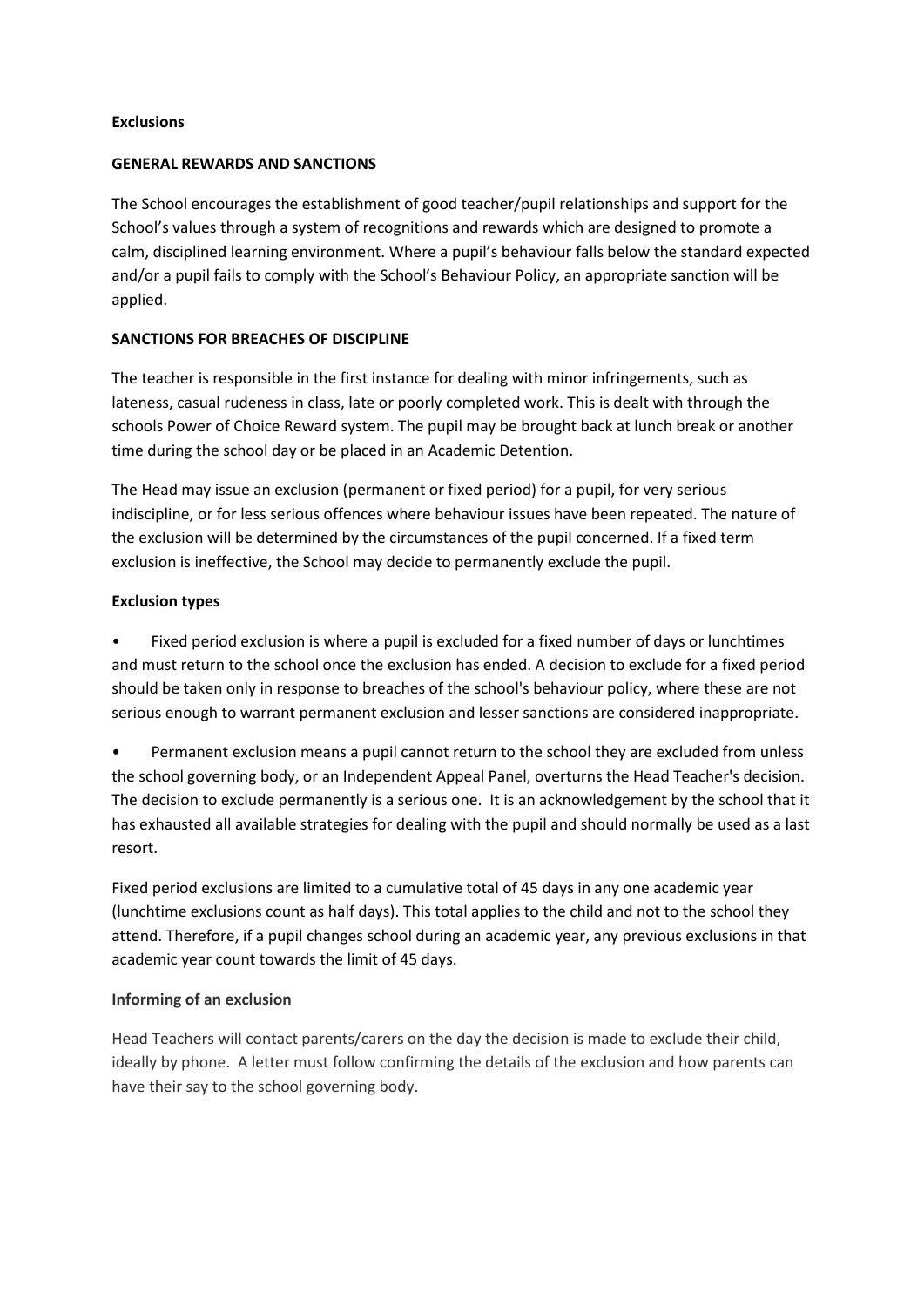**Exclusions**

**GENERAL REWARDS AND SANCTIONS**

The School encourages the establishment of good teacher/pupil relationships and support for the School's values through a system of recognitions and rewards which are designed to promote a calm, disciplined learning environment. Where a pupil's behaviour falls below the standard expected and/or a pupil fails to comply with the School's Behaviour Policy, an appropriate sanction will be applied.

**SANCTIONS FOR BREACHES OF DISCIPLINE**

The teacher is responsible in the first instance for dealing with minor infringements, such as lateness, casual rudeness in class, late or poorly completed work. This is dealt with through the schools Power of Choice Reward system. The pupil may be brought back at lunch break or another time during the school day or be placed in an Academic Detention.

The Head may issue an exclusion (permanent or fixed period) for a pupil, for very serious indiscipline, or for less serious offences where behaviour issues have been repeated. The nature of the exclusion will be determined by the circumstances of the pupil concerned. If a fixed term exclusion is ineffective, the School may decide to permanently exclude the pupil.

**Exclusion types**

- Fixed period exclusion is where a pupil is excluded for a fixed number of days or lunchtimes and must return to the school once the exclusion has ended. A decision to exclude for a fixed period should be taken only in response to breaches of the school's behaviour policy, where these are not serious enough to warrant permanent exclusion and lesser sanctions are considered inappropriate.
- Permanent exclusion means a pupil cannot return to the school they are excluded from unless the school governing body, or an Independent Appeal Panel, overturns the Head Teacher's decision. The decision to exclude permanently is a serious one. It is an acknowledgement by the school that it has exhausted all available strategies for dealing with the pupil and should normally be used as a last resort.

Fixed period exclusions are limited to a cumulative total of 45 days in any one academic year (lunchtime exclusions count as half days). This total applies to the child and not to the school they attend. Therefore, if a pupil changes school during an academic year, any previous exclusions in that academic year count towards the limit of 45 days.

**Informing of an exclusion**

Head Teachers will contact parents/carers on the day the decision is made to exclude their child, ideally by phone. A letter must follow confirming the details of the exclusion and how parents can have their say to the school governing body.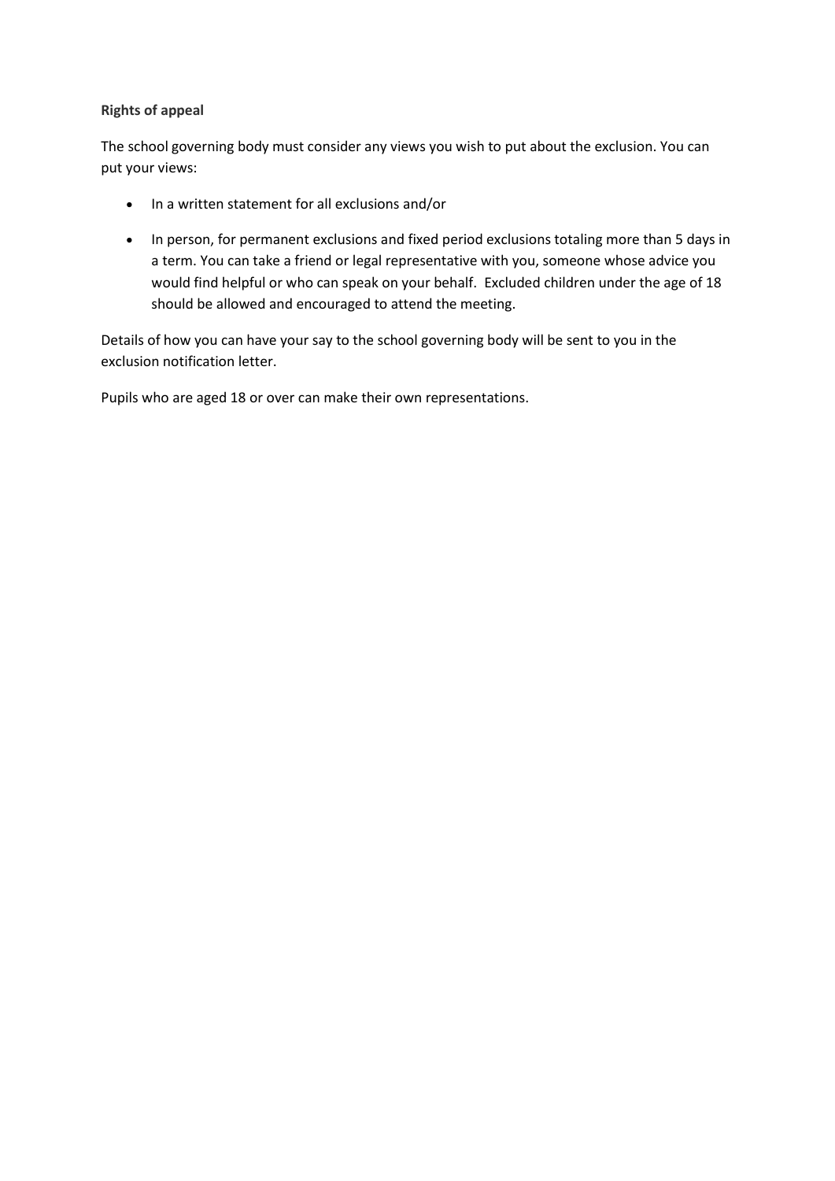**Rights of appeal**

The school governing body must consider any views you wish to put about the exclusion. You can put your views:

- In a written statement for all exclusions and/or
- In person, for permanent exclusions and fixed period exclusions totaling more than 5 days in a term. You can take a friend or legal representative with you, someone whose advice you would find helpful or who can speak on your behalf. Excluded children under the age of 18 should be allowed and encouraged to attend the meeting.

Details of how you can have your say to the school governing body will be sent to you in the exclusion notification letter.

Pupils who are aged 18 or over can make their own representations.